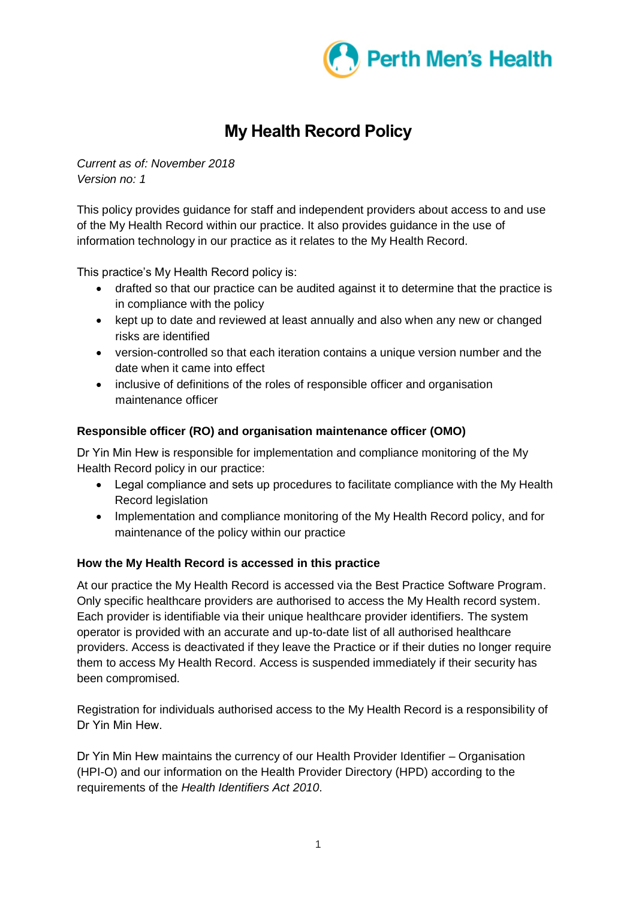Perth Men's Health

# My Health Record Policy

*Current as of: November 2018*
*Version no: 1*

This policy provides guidance for staff and independent providers about access to and use of the My Health Record within our practice. It also provides guidance in the use of information technology in our practice as it relates to the My Health Record.

This practice's My Health Record policy is:

- drafted so that our practice can be audited against it to determine that the practice is in compliance with the policy
- kept up to date and reviewed at least annually and also when any new or changed risks are identified
- version-controlled so that each iteration contains a unique version number and the date when it came into effect
- inclusive of definitions of the roles of responsible officer and organisation maintenance officer

### Responsible officer (RO) and organisation maintenance officer (OMO)

Dr Yin Min Hew is responsible for implementation and compliance monitoring of the My Health Record policy in our practice:

- Legal compliance and sets up procedures to facilitate compliance with the My Health Record legislation
- Implementation and compliance monitoring of the My Health Record policy, and for maintenance of the policy within our practice

### How the My Health Record is accessed in this practice

At our practice the My Health Record is accessed via the Best Practice Software Program. Only specific healthcare providers are authorised to access the My Health record system. Each provider is identifiable via their unique healthcare provider identifiers. The system operator is provided with an accurate and up-to-date list of all authorised healthcare providers. Access is deactivated if they leave the Practice or if their duties no longer require them to access My Health Record. Access is suspended immediately if their security has been compromised.

Registration for individuals authorised access to the My Health Record is a responsibility of Dr Yin Min Hew.

Dr Yin Min Hew maintains the currency of our Health Provider Identifier – Organisation (HPI-O) and our information on the Health Provider Directory (HPD) according to the requirements of the *Health Identifiers Act 2010*.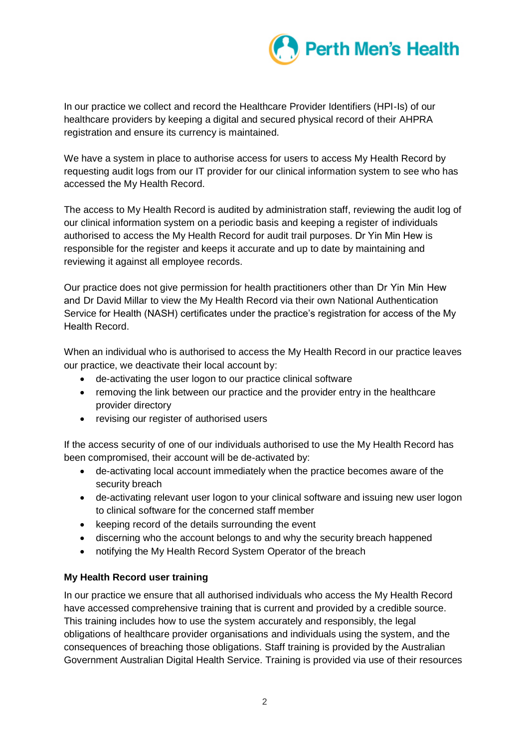In our practice we collect and record the Healthcare Provider Identifiers (HPI-Is) of our healthcare providers by keeping a digital and secured physical record of their AHPRA registration and ensure its currency is maintained.

We have a system in place to authorise access for users to access My Health Record by requesting audit logs from our IT provider for our clinical information system to see who has accessed the My Health Record.

The access to My Health Record is audited by administration staff, reviewing the audit log of our clinical information system on a periodic basis and keeping a register of individuals authorised to access the My Health Record for audit trail purposes. Dr Yin Min Hew is responsible for the register and keeps it accurate and up to date by maintaining and reviewing it against all employee records.

Our practice does not give permission for health practitioners other than Dr Yin Min Hew and Dr David Millar to view the My Health Record via their own National Authentication Service for Health (NASH) certificates under the practice's registration for access of the My Health Record.

When an individual who is authorised to access the My Health Record in our practice leaves our practice, we deactivate their local account by:

- de-activating the user logon to our practice clinical software
- removing the link between our practice and the provider entry in the healthcare provider directory
- revising our register of authorised users

If the access security of one of our individuals authorised to use the My Health Record has been compromised, their account will be de-activated by:

- de-activating local account immediately when the practice becomes aware of the security breach
- de-activating relevant user logon to your clinical software and issuing new user logon to clinical software for the concerned staff member
- keeping record of the details surrounding the event
- discerning who the account belongs to and why the security breach happened
- notifying the My Health Record System Operator of the breach

**My Health Record user training**

In our practice we ensure that all authorised individuals who access the My Health Record have accessed comprehensive training that is current and provided by a credible source. This training includes how to use the system accurately and responsibly, the legal obligations of healthcare provider organisations and individuals using the system, and the consequences of breaching those obligations. Staff training is provided by the Australian Government Australian Digital Health Service. Training is provided via use of their resources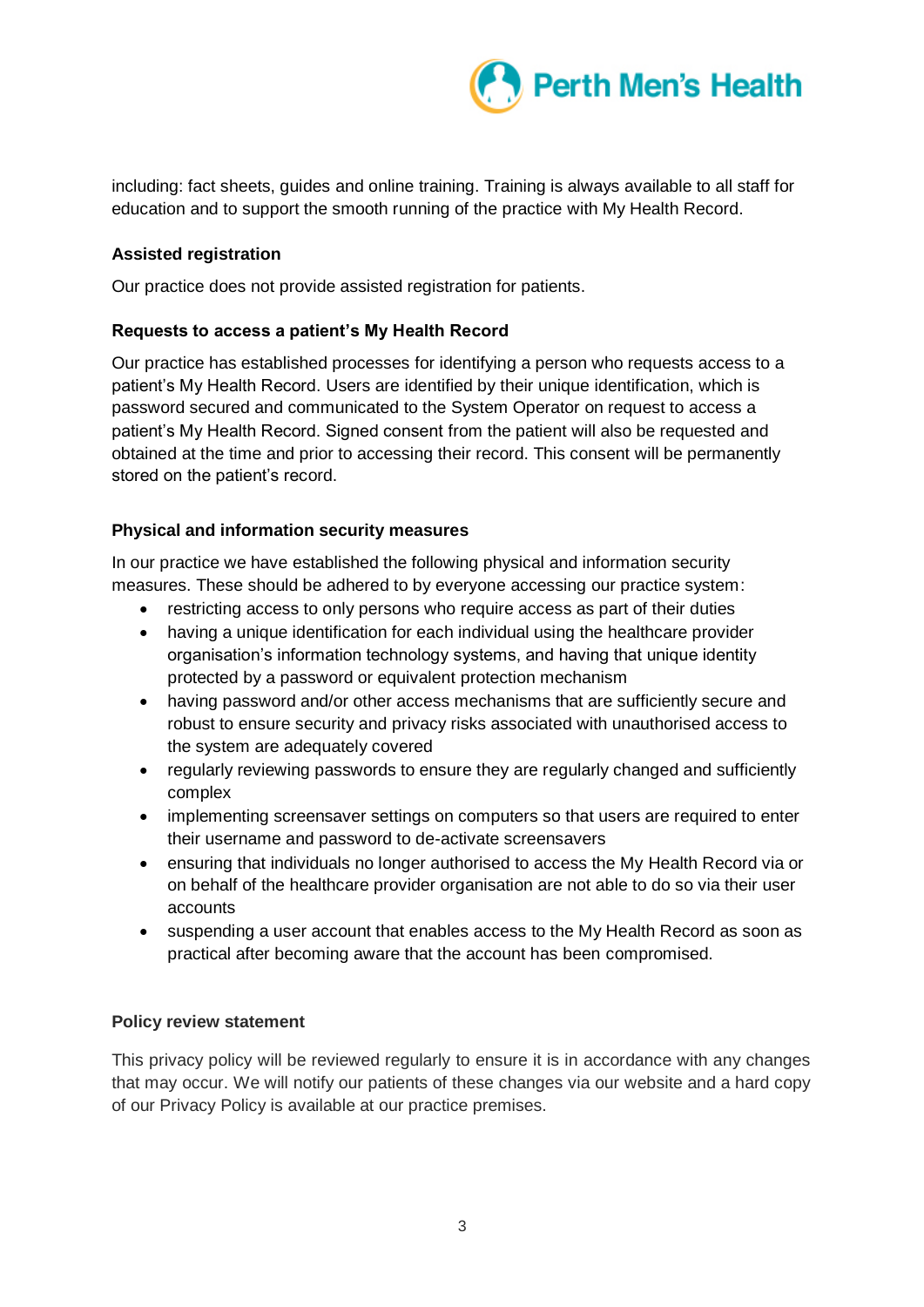including: fact sheets, guides and online training. Training is always available to all staff for education and to support the smooth running of the practice with My Health Record.

**Assisted registration**

Our practice does not provide assisted registration for patients.

**Requests to access a patient's My Health Record**

Our practice has established processes for identifying a person who requests access to a patient's My Health Record. Users are identified by their unique identification, which is password secured and communicated to the System Operator on request to access a patient's My Health Record. Signed consent from the patient will also be requested and obtained at the time and prior to accessing their record. This consent will be permanently stored on the patient's record.

**Physical and information security measures**

In our practice we have established the following physical and information security measures. These should be adhered to by everyone accessing our practice system:

- restricting access to only persons who require access as part of their duties
- having a unique identification for each individual using the healthcare provider organisation's information technology systems, and having that unique identity protected by a password or equivalent protection mechanism
- having password and/or other access mechanisms that are sufficiently secure and robust to ensure security and privacy risks associated with unauthorised access to the system are adequately covered
- regularly reviewing passwords to ensure they are regularly changed and sufficiently complex
- implementing screensaver settings on computers so that users are required to enter their username and password to de-activate screensavers
- ensuring that individuals no longer authorised to access the My Health Record via or on behalf of the healthcare provider organisation are not able to do so via their user accounts
- suspending a user account that enables access to the My Health Record as soon as practical after becoming aware that the account has been compromised.

**Policy review statement**

This privacy policy will be reviewed regularly to ensure it is in accordance with any changes that may occur. We will notify our patients of these changes via our website and a hard copy of our Privacy Policy is available at our practice premises.